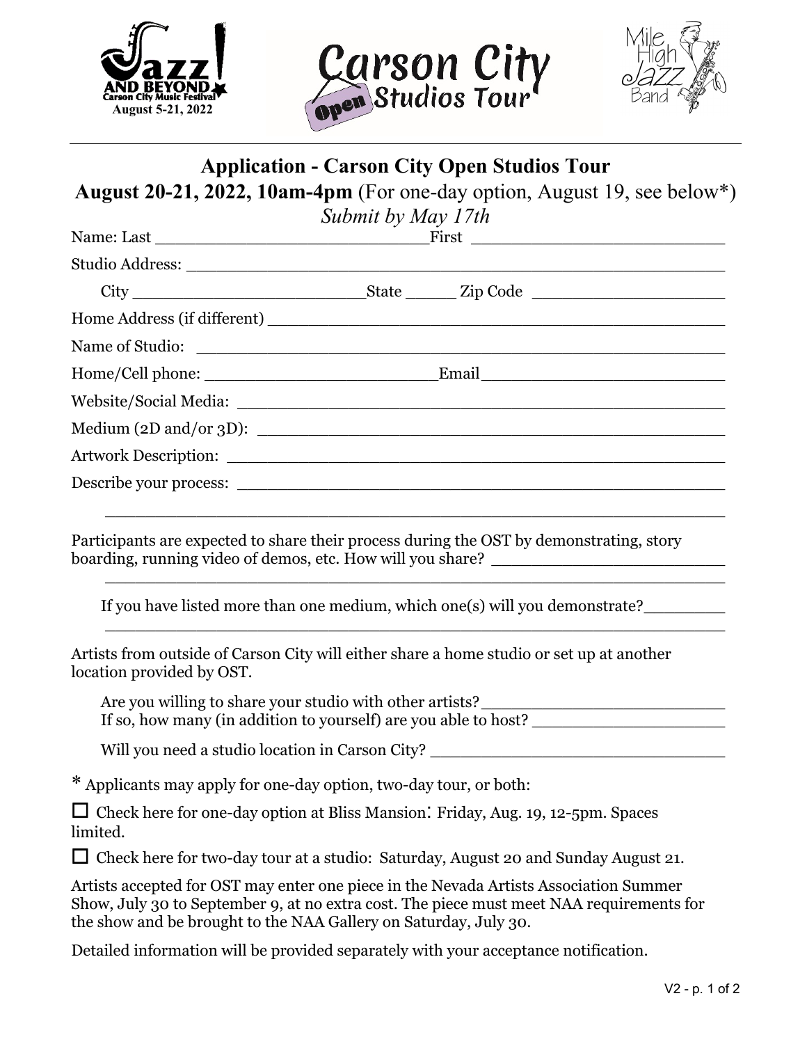Jazz! AND BEYOND Carson City Music Festival August 5-21, 2022

Carson City Open Studios Tour

Mile High Jazz Band

# Application - Carson City Open Studios Tour

## August 20-21, 2022, 10am-4pm (For one-day option, August 19, see below*)

*Submit by May 17th*

Name: Last ____________________________ First ___________________________

Studio Address: ____________________________________________________

City _________________________ State ______ Zip Code ____________________

Home Address (if different) ___________________________________________

Name of Studio: ____________________________________________________

Home/Cell phone: ________________________ Email __________________________

Website/Social Media: ________________________________________________

Medium (2D and/or 3D): _______________________________________________

Artwork Description: _________________________________________________

Describe your process: ________________________________________________

_____________________________________________________________________

Participants are expected to share their process during the OST by demonstrating, story boarding, running video of demos, etc. How will you share? ________________________

_____________________________________________________________________

If you have listed more than one medium, which one(s) will you demonstrate? ________

_____________________________________________________________________

Artists from outside of Carson City will either share a home studio or set up at another location provided by OST.

Are you willing to share your studio with other artists? __________________________
If so, how many (in addition to yourself) are you able to host? ____________________

Will you need a studio location in Carson City? ______________________________

* Applicants may apply for one-day option, two-day tour, or both:

☐ Check here for one-day option at Bliss Mansion: Friday, Aug. 19, 12-5pm. Spaces limited.

☐ Check here for two-day tour at a studio: Saturday, August 20 and Sunday August 21.

Artists accepted for OST may enter one piece in the Nevada Artists Association Summer Show, July 30 to September 9, at no extra cost. The piece must meet NAA requirements for the show and be brought to the NAA Gallery on Saturday, July 30.

Detailed information will be provided separately with your acceptance notification.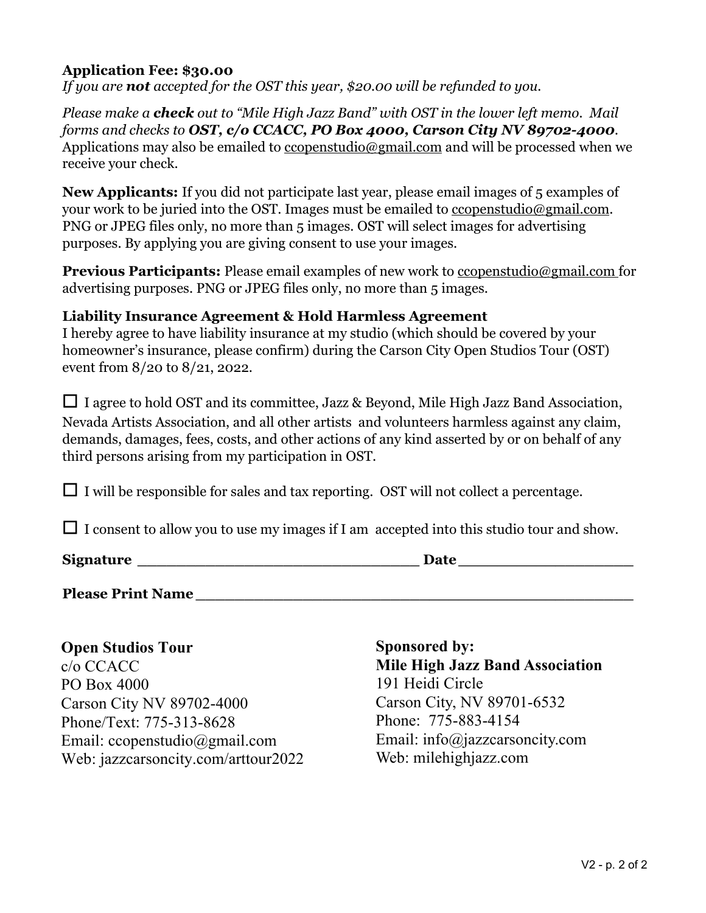**Application Fee: $30.00**
*If you are **not** accepted for the OST this year, $20.00 will be refunded to you.*

*Please make a **check** out to "Mile High Jazz Band" with OST in the lower left memo. Mail forms and checks to **OST, c/o CCACC, PO Box 4000, Carson City NV 89702-4000**.* Applications may also be emailed to ccopenstudio@gmail.com and will be processed when we receive your check.

**New Applicants:** If you did not participate last year, please email images of 5 examples of your work to be juried into the OST. Images must be emailed to ccopenstudio@gmail.com. PNG or JPEG files only, no more than 5 images. OST will select images for advertising purposes. By applying you are giving consent to use your images.

**Previous Participants:** Please email examples of new work to ccopenstudio@gmail.com for advertising purposes. PNG or JPEG files only, no more than 5 images.

**Liability Insurance Agreement & Hold Harmless Agreement**
I hereby agree to have liability insurance at my studio (which should be covered by your homeowner's insurance, please confirm) during the Carson City Open Studios Tour (OST) event from 8/20 to 8/21, 2022.

☐ I agree to hold OST and its committee, Jazz & Beyond, Mile High Jazz Band Association, Nevada Artists Association, and all other artists and volunteers harmless against any claim, demands, damages, fees, costs, and other actions of any kind asserted by or on behalf of any third persons arising from my participation in OST.

☐ I will be responsible for sales and tax reporting. OST will not collect a percentage.

☐ I consent to allow you to use my images if I am accepted into this studio tour and show.

**Signature** ______________________________ **Date** ____________________

**Please Print Name** ______________________________________________

**Open Studios Tour**
c/o CCACC
PO Box 4000
Carson City NV 89702-4000
Phone/Text: 775-313-8628
Email: ccopenstudio@gmail.com
Web: jazzcarsoncity.com/arttour2022

**Sponsored by:**
**Mile High Jazz Band Association**
191 Heidi Circle
Carson City, NV 89701-6532
Phone: 775-883-4154
Email: info@jazzcarsoncity.com
Web: milehighjazz.com